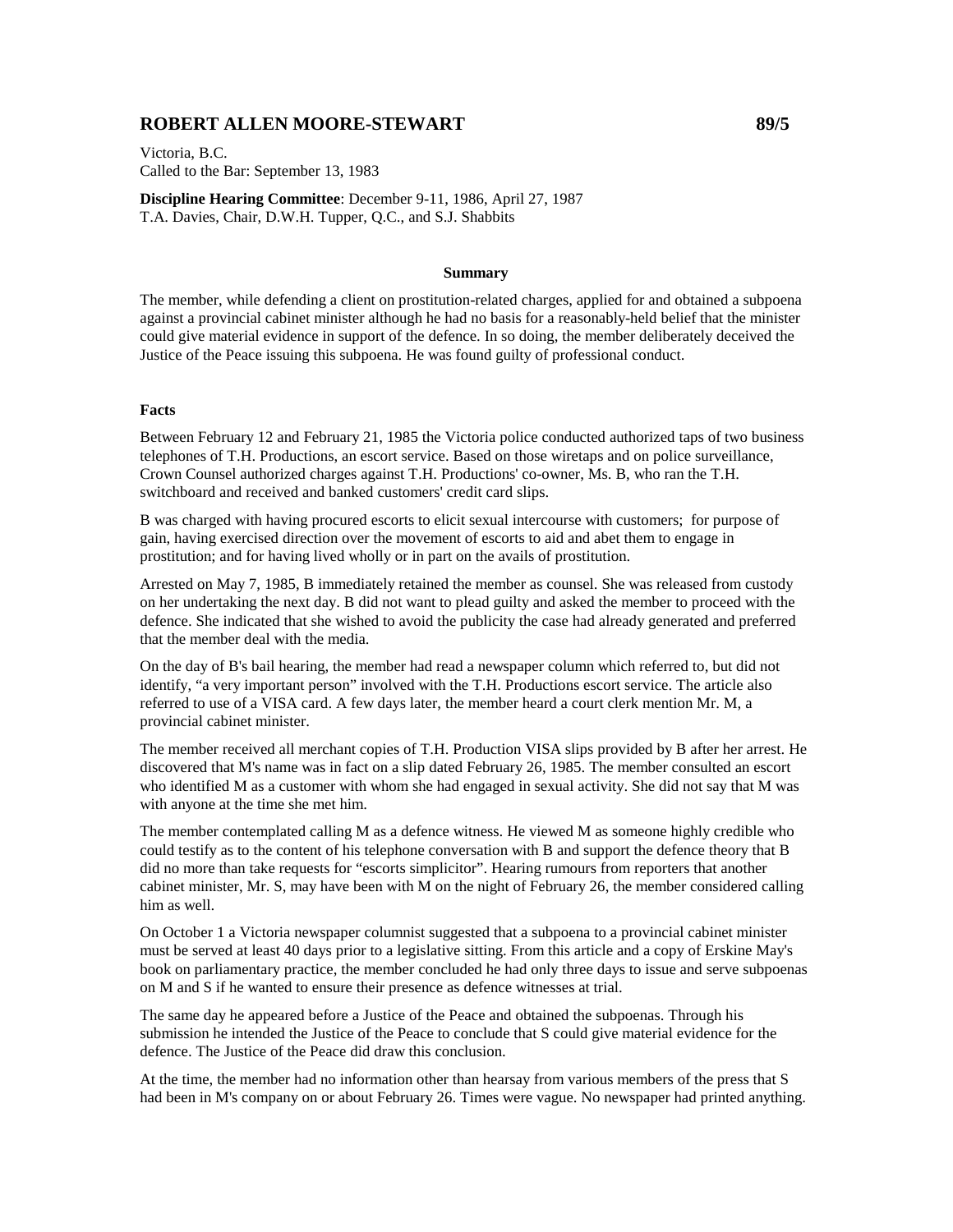## ROBERT ALLEN MOORE-STEWART 89/5

Victoria, B.C.
Called to the Bar: September 13, 1983

**Discipline Hearing Committee**: December 9-11, 1986, April 27, 1987
T.A. Davies, Chair, D.W.H. Tupper, Q.C., and S.J. Shabbits

### Summary

The member, while defending a client on prostitution-related charges, applied for and obtained a subpoena against a provincial cabinet minister although he had no basis for a reasonably-held belief that the minister could give material evidence in support of the defence. In so doing, the member deliberately deceived the Justice of the Peace issuing this subpoena. He was found guilty of professional conduct.

### Facts

Between February 12 and February 21, 1985 the Victoria police conducted authorized taps of two business telephones of T.H. Productions, an escort service. Based on those wiretaps and on police surveillance, Crown Counsel authorized charges against T.H. Productions' co-owner, Ms. B, who ran the T.H. switchboard and received and banked customers' credit card slips.

B was charged with having procured escorts to elicit sexual intercourse with customers; for purpose of gain, having exercised direction over the movement of escorts to aid and abet them to engage in prostitution; and for having lived wholly or in part on the avails of prostitution.

Arrested on May 7, 1985, B immediately retained the member as counsel. She was released from custody on her undertaking the next day. B did not want to plead guilty and asked the member to proceed with the defence. She indicated that she wished to avoid the publicity the case had already generated and preferred that the member deal with the media.

On the day of B's bail hearing, the member had read a newspaper column which referred to, but did not identify, "a very important person" involved with the T.H. Productions escort service. The article also referred to use of a VISA card. A few days later, the member heard a court clerk mention Mr. M, a provincial cabinet minister.

The member received all merchant copies of T.H. Production VISA slips provided by B after her arrest. He discovered that M's name was in fact on a slip dated February 26, 1985. The member consulted an escort who identified M as a customer with whom she had engaged in sexual activity. She did not say that M was with anyone at the time she met him.

The member contemplated calling M as a defence witness. He viewed M as someone highly credible who could testify as to the content of his telephone conversation with B and support the defence theory that B did no more than take requests for "escorts simplicitor". Hearing rumours from reporters that another cabinet minister, Mr. S, may have been with M on the night of February 26, the member considered calling him as well.

On October 1 a Victoria newspaper columnist suggested that a subpoena to a provincial cabinet minister must be served at least 40 days prior to a legislative sitting. From this article and a copy of Erskine May's book on parliamentary practice, the member concluded he had only three days to issue and serve subpoenas on M and S if he wanted to ensure their presence as defence witnesses at trial.

The same day he appeared before a Justice of the Peace and obtained the subpoenas. Through his submission he intended the Justice of the Peace to conclude that S could give material evidence for the defence. The Justice of the Peace did draw this conclusion.

At the time, the member had no information other than hearsay from various members of the press that S had been in M's company on or about February 26. Times were vague. No newspaper had printed anything.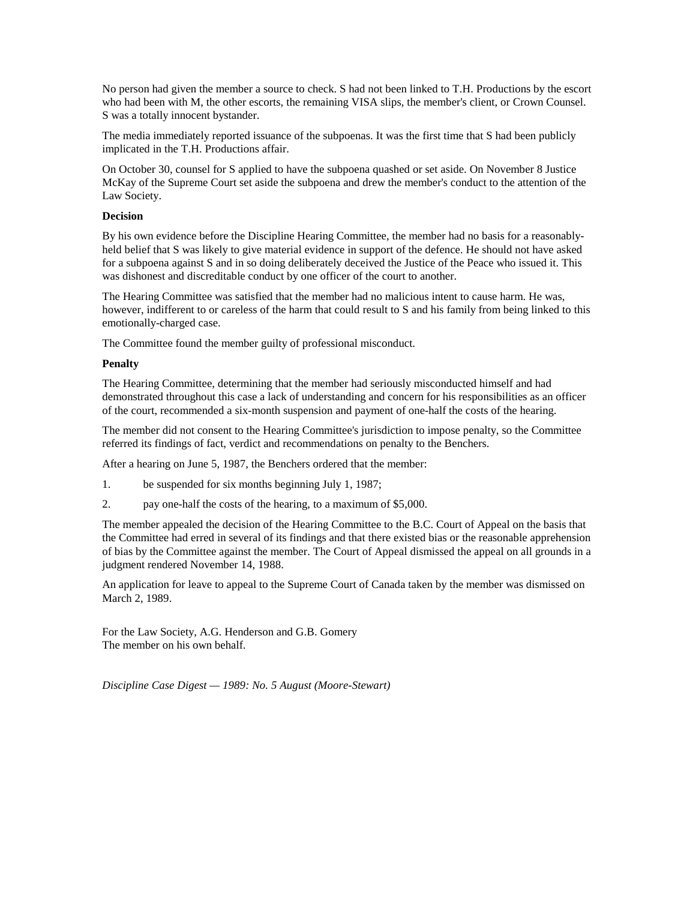No person had given the member a source to check. S had not been linked to T.H. Productions by the escort who had been with M, the other escorts, the remaining VISA slips, the member's client, or Crown Counsel. S was a totally innocent bystander.

The media immediately reported issuance of the subpoenas. It was the first time that S had been publicly implicated in the T.H. Productions affair.

On October 30, counsel for S applied to have the subpoena quashed or set aside. On November 8 Justice McKay of the Supreme Court set aside the subpoena and drew the member's conduct to the attention of the Law Society.

**Decision**

By his own evidence before the Discipline Hearing Committee, the member had no basis for a reasonably-held belief that S was likely to give material evidence in support of the defence. He should not have asked for a subpoena against S and in so doing deliberately deceived the Justice of the Peace who issued it. This was dishonest and discreditable conduct by one officer of the court to another.

The Hearing Committee was satisfied that the member had no malicious intent to cause harm. He was, however, indifferent to or careless of the harm that could result to S and his family from being linked to this emotionally-charged case.

The Committee found the member guilty of professional misconduct.

**Penalty**

The Hearing Committee, determining that the member had seriously misconducted himself and had demonstrated throughout this case a lack of understanding and concern for his responsibilities as an officer of the court, recommended a six-month suspension and payment of one-half the costs of the hearing.

The member did not consent to the Hearing Committee's jurisdiction to impose penalty, so the Committee referred its findings of fact, verdict and recommendations on penalty to the Benchers.

After a hearing on June 5, 1987, the Benchers ordered that the member:

1. be suspended for six months beginning July 1, 1987;
2. pay one-half the costs of the hearing, to a maximum of $5,000.

The member appealed the decision of the Hearing Committee to the B.C. Court of Appeal on the basis that the Committee had erred in several of its findings and that there existed bias or the reasonable apprehension of bias by the Committee against the member. The Court of Appeal dismissed the appeal on all grounds in a judgment rendered November 14, 1988.

An application for leave to appeal to the Supreme Court of Canada taken by the member was dismissed on March 2, 1989.

For the Law Society, A.G. Henderson and G.B. Gomery
The member on his own behalf.

*Discipline Case Digest — 1989: No. 5 August (Moore-Stewart)*